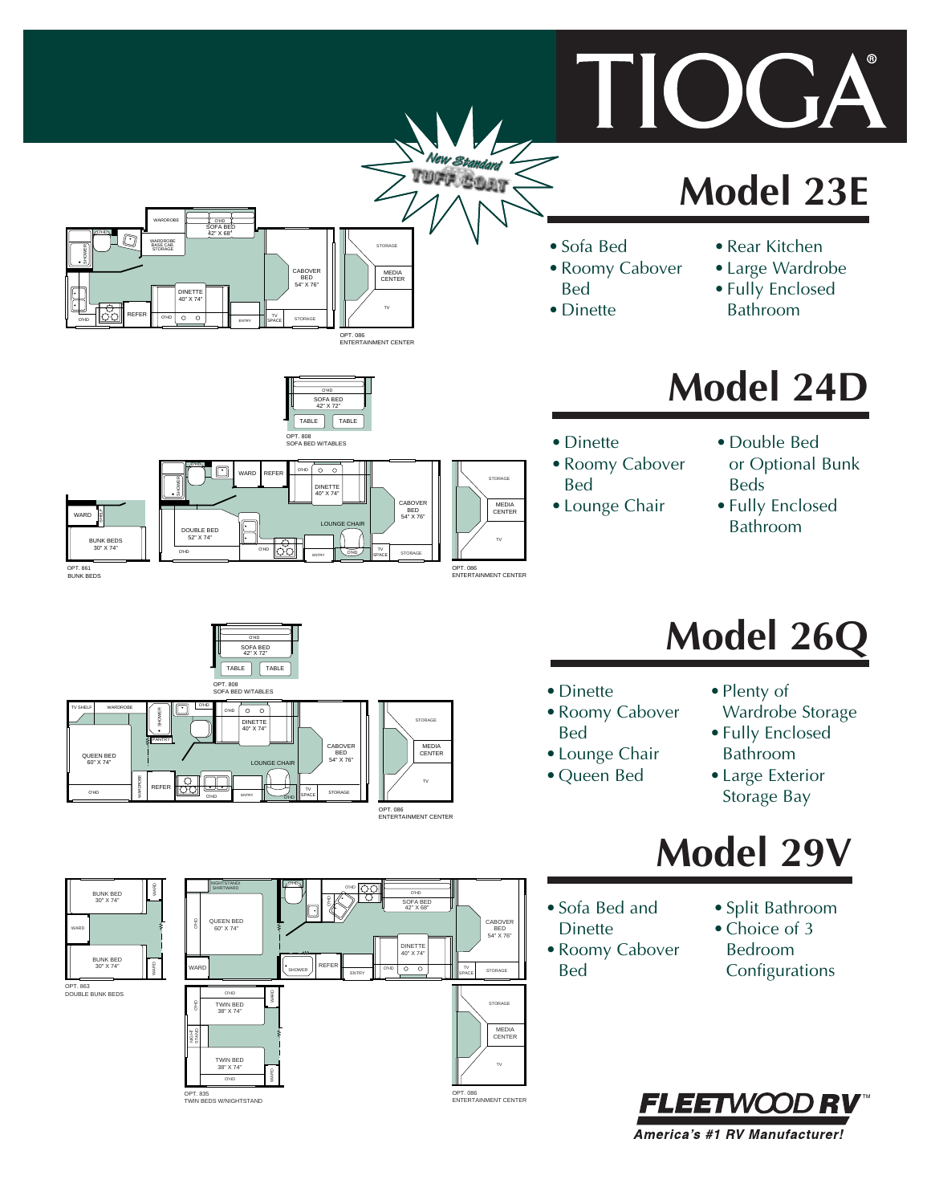# TIOGA®

New Standard TUFF COAT

## Model 23E

- Sofa Bed
- Roomy Cabover Bed
- Dinette
- Rear Kitchen
- Large Wardrobe
- Fully Enclosed Bathroom

WARDROBE, O'HD, SOFA BED 42" X 68", WARDROBE BASE CAB. STORAGE, SHOWER, CABOVER BED 54" X 76", DINETTE 40" X 74", REFER, O'HD, ENTRY, TV SPACE, STORAGE, MEDIA CENTER, TV

OPT. 086 ENTERTAINMENT CENTER

## Model 24D

- Dinette
- Roomy Cabover Bed
- Lounge Chair
- Double Bed or Optional Bunk Beds
- Fully Enclosed Bathroom

O'HD, SOFA BED 42" X 72", TABLE, TABLE

OPT. 808 SOFA BED W/TABLES

WARD, BUNK BEDS 30" X 74"

OPT. 861 BUNK BEDS

SHOWER, WARD, REFER, O'HD, DINETTE 40" X 74", CABOVER BED 54" X 76", DOUBLE BED 52" X 74", LOUNGE CHAIR, O'HD, ENTRY, TV SPACE, STORAGE, MEDIA CENTER, TV

OPT. 086 ENTERTAINMENT CENTER

## Model 26Q

- Dinette
- Roomy Cabover Bed
- Lounge Chair
- Queen Bed
- Plenty of Wardrobe Storage
- Fully Enclosed Bathroom
- Large Exterior Storage Bay

O'HD, SOFA BED 42" X 72", TABLE, TABLE

OPT. 808 SOFA BED W/TABLES

TV SHELF, WARDROBE, SHOWER, PANTRY, O'HD, DINETTE 40" X 74", QUEEN BED 60" X 74", CABOVER BED 54" X 76", LOUNGE CHAIR, WARDROBE, REFER, O'HD, ENTRY, TV SPACE, STORAGE, MEDIA CENTER, TV

OPT. 086 ENTERTAINMENT CENTER

## Model 29V

- Sofa Bed and Dinette
- Roomy Cabover Bed
- Split Bathroom
- Choice of 3 Bedroom Configurations

BUNK BED 30" X 74", WARD, BUNK BED 30" X 74"

OPT. 863 DOUBLE BUNK BEDS

NIGHTSTAND/SHIRTWARD, QUEEN BED 60" X 74", O'HD, SOFA BED 42" X 68", CABOVER BED 54" X 76", DINETTE 40" X 74", WARD, SHOWER, REFER, ENTRY, TV SPACE, STORAGE

O'HD, TWIN BED 38" X 74", NIGHT STAND, TWIN BED 38" X 74", WARD

OPT. 835 TWIN BEDS W/NIGHTSTAND

STORAGE, MEDIA CENTER, TV

OPT. 086 ENTERTAINMENT CENTER

FLEETWOOD RV™
America's #1 RV Manufacturer!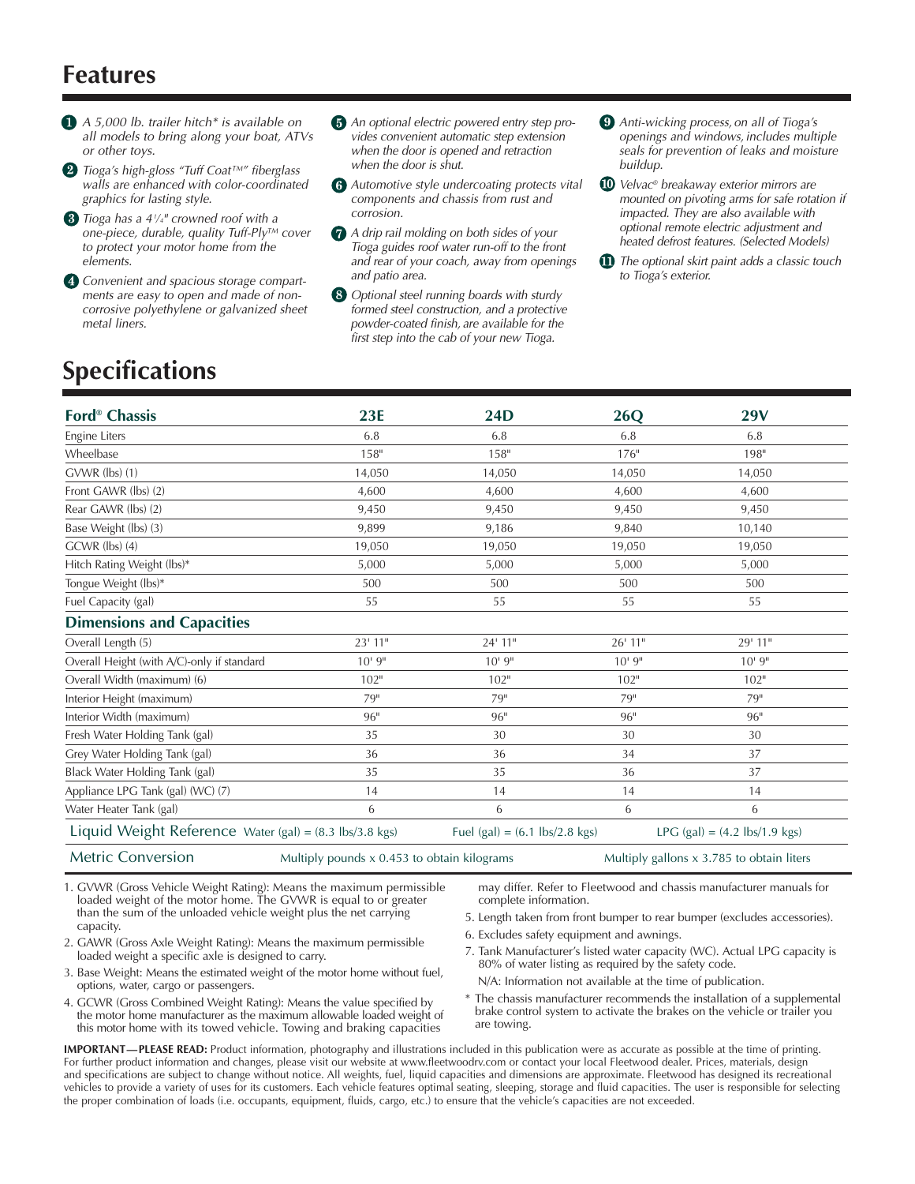# Features

1. *A 5,000 lb. trailer hitch* is available on all models to bring along your boat, ATVs or other toys.*
2. *Tioga's high-gloss "Tuff Coat™" fiberglass walls are enhanced with color-coordinated graphics for lasting style.*
3. *Tioga has a 4¹⁄₄" crowned roof with a one-piece, durable, quality Tuff-Ply™ cover to protect your motor home from the elements.*
4. *Convenient and spacious storage compartments are easy to open and made of non-corrosive polyethylene or galvanized sheet metal liners.*
5. *An optional electric powered entry step provides convenient automatic step extension when the door is opened and retraction when the door is shut.*
6. *Automotive style undercoating protects vital components and chassis from rust and corrosion.*
7. *A drip rail molding on both sides of your Tioga guides roof water run-off to the front and rear of your coach, away from openings and patio area.*
8. *Optional steel running boards with sturdy formed steel construction, and a protective powder-coated finish, are available for the first step into the cab of your new Tioga.*
9. *Anti-wicking process, on all of Tioga's openings and windows, includes multiple seals for prevention of leaks and moisture buildup.*
10. *Velvac® breakaway exterior mirrors are mounted on pivoting arms for safe rotation if impacted. They are also available with optional remote electric adjustment and heated defrost features. (Selected Models)*
11. *The optional skirt paint adds a classic touch to Tioga's exterior.*

# Specifications

| **Ford® Chassis** | **23E** | **24D** | **26Q** | **29V** |
|---|---|---|---|---|
| Engine Liters | 6.8 | 6.8 | 6.8 | 6.8 |
| Wheelbase | 158" | 158" | 176" | 198" |
| GVWR (lbs) (1) | 14,050 | 14,050 | 14,050 | 14,050 |
| Front GAWR (lbs) (2) | 4,600 | 4,600 | 4,600 | 4,600 |
| Rear GAWR (lbs) (2) | 9,450 | 9,450 | 9,450 | 9,450 |
| Base Weight (lbs) (3) | 9,899 | 9,186 | 9,840 | 10,140 |
| GCWR (lbs) (4) | 19,050 | 19,050 | 19,050 | 19,050 |
| Hitch Rating Weight (lbs)* | 5,000 | 5,000 | 5,000 | 5,000 |
| Tongue Weight (lbs)* | 500 | 500 | 500 | 500 |
| Fuel Capacity (gal) | 55 | 55 | 55 | 55 |
| **Dimensions and Capacities** | | | | |
| Overall Length (5) | 23' 11" | 24' 11" | 26' 11" | 29' 11" |
| Overall Height (with A/C)-only if standard | 10' 9" | 10' 9" | 10' 9" | 10' 9" |
| Overall Width (maximum) (6) | 102" | 102" | 102" | 102" |
| Interior Height (maximum) | 79" | 79" | 79" | 79" |
| Interior Width (maximum) | 96" | 96" | 96" | 96" |
| Fresh Water Holding Tank (gal) | 35 | 30 | 30 | 30 |
| Grey Water Holding Tank (gal) | 36 | 36 | 34 | 37 |
| Black Water Holding Tank (gal) | 35 | 35 | 36 | 37 |
| Appliance LPG Tank (gal) (WC) (7) | 14 | 14 | 14 | 14 |
| Water Heater Tank (gal) | 6 | 6 | 6 | 6 |

Liquid Weight Reference — Water (gal) = (8.3 lbs/3.8 kgs) — Fuel (gal) = (6.1 lbs/2.8 kgs) — LPG (gal) = (4.2 lbs/1.9 kgs)

Metric Conversion — Multiply pounds x 0.453 to obtain kilograms — Multiply gallons x 3.785 to obtain liters

1. GVWR (Gross Vehicle Weight Rating): Means the maximum permissible loaded weight of the motor home. The GVWR is equal to or greater than the sum of the unloaded vehicle weight plus the net carrying capacity.
2. GAWR (Gross Axle Weight Rating): Means the maximum permissible loaded weight a specific axle is designed to carry.
3. Base Weight: Means the estimated weight of the motor home without fuel, options, water, cargo or passengers.
4. GCWR (Gross Combined Weight Rating): Means the value specified by the motor home manufacturer as the maximum allowable loaded weight of this motor home with its towed vehicle. Towing and braking capacities may differ. Refer to Fleetwood and chassis manufacturer manuals for complete information.
5. Length taken from front bumper to rear bumper (excludes accessories).
6. Excludes safety equipment and awnings.
7. Tank Manufacturer's listed water capacity (WC). Actual LPG capacity is 80% of water listing as required by the safety code.

N/A: Information not available at the time of publication.

\* The chassis manufacturer recommends the installation of a supplemental brake control system to activate the brakes on the vehicle or trailer you are towing.

**IMPORTANT—PLEASE READ:** Product information, photography and illustrations included in this publication were as accurate as possible at the time of printing. For further product information and changes, please visit our website at www.fleetwoodrv.com or contact your local Fleetwood dealer. Prices, materials, design and specifications are subject to change without notice. All weights, fuel, liquid capacities and dimensions are approximate. Fleetwood has designed its recreational vehicles to provide a variety of uses for its customers. Each vehicle features optimal seating, sleeping, storage and fluid capacities. The user is responsible for selecting the proper combination of loads (i.e. occupants, equipment, fluids, cargo, etc.) to ensure that the vehicle's capacities are not exceeded.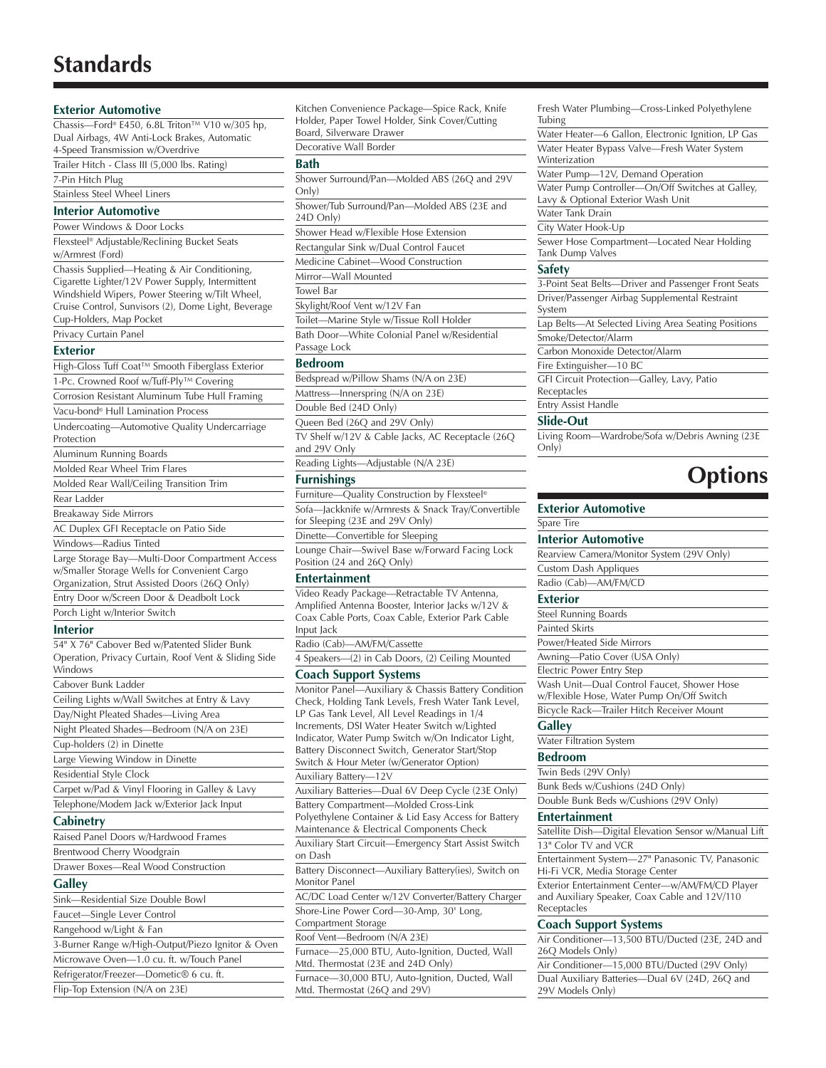# Standards

## Exterior Automotive

- Chassis—Ford® E450, 6.8L Triton™ V10 w/305 hp, Dual Airbags, 4W Anti-Lock Brakes, Automatic 4-Speed Transmission w/Overdrive
- Trailer Hitch - Class III (5,000 lbs. Rating)
- 7-Pin Hitch Plug
- Stainless Steel Wheel Liners

## Interior Automotive

- Power Windows & Door Locks
- Flexsteel® Adjustable/Reclining Bucket Seats w/Armrest (Ford)
- Chassis Supplied—Heating & Air Conditioning, Cigarette Lighter/12V Power Supply, Intermittent Windshield Wipers, Power Steering w/Tilt Wheel, Cruise Control, Sunvisors (2), Dome Light, Beverage Cup-Holders, Map Pocket
- Privacy Curtain Panel

## Exterior

- High-Gloss Tuff Coat™ Smooth Fiberglass Exterior
- 1-Pc. Crowned Roof w/Tuff-Ply™ Covering
- Corrosion Resistant Aluminum Tube Hull Framing
- Vacu-bond® Hull Lamination Process
- Undercoating—Automotive Quality Undercarriage Protection
- Aluminum Running Boards
- Molded Rear Wheel Trim Flares
- Molded Rear Wall/Ceiling Transition Trim
- Rear Ladder
- Breakaway Side Mirrors
- AC Duplex GFI Receptacle on Patio Side
- Windows—Radius Tinted
- Large Storage Bay—Multi-Door Compartment Access w/Smaller Storage Wells for Convenient Cargo Organization, Strut Assisted Doors (26Q Only)
- Entry Door w/Screen Door & Deadbolt Lock
- Porch Light w/Interior Switch

## Interior

- 54" X 76" Cabover Bed w/Patented Slider Bunk Operation, Privacy Curtain, Roof Vent & Sliding Side Windows
- Cabover Bunk Ladder
- Ceiling Lights w/Wall Switches at Entry & Lavy
- Day/Night Pleated Shades—Living Area
- Night Pleated Shades—Bedroom (N/A on 23E)
- Cup-holders (2) in Dinette
- Large Viewing Window in Dinette
- Residential Style Clock
- Carpet w/Pad & Vinyl Flooring in Galley & Lavy
- Telephone/Modem Jack w/Exterior Jack Input

## Cabinetry

- Raised Panel Doors w/Hardwood Frames
- Brentwood Cherry Woodgrain
- Drawer Boxes—Real Wood Construction

## Galley

- Sink—Residential Size Double Bowl
- Faucet—Single Lever Control
- Rangehood w/Light & Fan
- 3-Burner Range w/High-Output/Piezo Ignitor & Oven
- Microwave Oven—1.0 cu. ft. w/Touch Panel
- Refrigerator/Freezer—Dometic® 6 cu. ft.
- Flip-Top Extension (N/A on 23E)
- Kitchen Convenience Package—Spice Rack, Knife Holder, Paper Towel Holder, Sink Cover/Cutting Board, Silverware Drawer
- Decorative Wall Border

## Bath

- Shower Surround/Pan—Molded ABS (26Q and 29V Only)
- Shower/Tub Surround/Pan—Molded ABS (23E and 24D Only)
- Shower Head w/Flexible Hose Extension
- Rectangular Sink w/Dual Control Faucet
- Medicine Cabinet—Wood Construction
- Mirror—Wall Mounted
- Towel Bar
- Skylight/Roof Vent w/12V Fan
- Toilet—Marine Style w/Tissue Roll Holder
- Bath Door—White Colonial Panel w/Residential Passage Lock

## Bedroom

- Bedspread w/Pillow Shams (N/A on 23E)
- Mattress—Innerspring (N/A on 23E)
- Double Bed (24D Only)
- Queen Bed (26Q and 29V Only)
- TV Shelf w/12V & Cable Jacks, AC Receptacle (26Q and 29V Only
- Reading Lights—Adjustable (N/A 23E)

## Furnishings

- Furniture—Quality Construction by Flexsteel®
- Sofa—Jackknife w/Armrests & Snack Tray/Convertible for Sleeping (23E and 29V Only)
- Dinette—Convertible for Sleeping
- Lounge Chair—Swivel Base w/Forward Facing Lock Position (24 and 26Q Only)

## Entertainment

- Video Ready Package—Retractable TV Antenna, Amplified Antenna Booster, Interior Jacks w/12V & Coax Cable Ports, Coax Cable, Exterior Park Cable Input Jack
- Radio (Cab)—AM/FM/Cassette
- 4 Speakers—(2) in Cab Doors, (2) Ceiling Mounted

## Coach Support Systems

- Monitor Panel—Auxiliary & Chassis Battery Condition Check, Holding Tank Levels, Fresh Water Tank Level, LP Gas Tank Level, All Level Readings in 1/4 Increments, DSI Water Heater Switch w/Lighted Indicator, Water Pump Switch w/On Indicator Light, Battery Disconnect Switch, Generator Start/Stop Switch & Hour Meter (w/Generator Option)
- Auxiliary Battery—12V
- Auxiliary Batteries—Dual 6V Deep Cycle (23E Only)
- Battery Compartment—Molded Cross-Link Polyethylene Container & Lid Easy Access for Battery Maintenance & Electrical Components Check
- Auxiliary Start Circuit—Emergency Start Assist Switch on Dash
- Battery Disconnect—Auxiliary Battery(ies), Switch on Monitor Panel
- AC/DC Load Center w/12V Converter/Battery Charger
- Shore-Line Power Cord—30-Amp, 30' Long, Compartment Storage
- Roof Vent—Bedroom (N/A 23E)
- Furnace—25,000 BTU, Auto-Ignition, Ducted, Wall Mtd. Thermostat (23E and 24D Only)
- Furnace—30,000 BTU, Auto-Ignition, Ducted, Wall Mtd. Thermostat (26Q and 29V)
- Fresh Water Plumbing—Cross-Linked Polyethylene Tubing
- Water Heater—6 Gallon, Electronic Ignition, LP Gas
- Water Heater Bypass Valve—Fresh Water System Winterization
- Water Pump—12V, Demand Operation
- Water Pump Controller—On/Off Switches at Galley, Lavy & Optional Exterior Wash Unit
- Water Tank Drain
- City Water Hook-Up
- Sewer Hose Compartment—Located Near Holding Tank Dump Valves

## Safety

- 3-Point Seat Belts—Driver and Passenger Front Seats
- Driver/Passenger Airbag Supplemental Restraint System
- Lap Belts—At Selected Living Area Seating Positions
- Smoke/Detector/Alarm
- Carbon Monoxide Detector/Alarm
- Fire Extinguisher—10 BC
- GFI Circuit Protection—Galley, Lavy, Patio Receptacles
- Entry Assist Handle

## Slide-Out

- Living Room—Wardrobe/Sofa w/Debris Awning (23E Only)

# Options

## Exterior Automotive

- Spare Tire

## Interior Automotive

- Rearview Camera/Monitor System (29V Only)
- Custom Dash Appliques
- Radio (Cab)—AM/FM/CD

## Exterior

- Steel Running Boards
- Painted Skirts
- Power/Heated Side Mirrors
- Awning—Patio Cover (USA Only)
- Electric Power Entry Step
- Wash Unit—Dual Control Faucet, Shower Hose w/Flexible Hose, Water Pump On/Off Switch
- Bicycle Rack—Trailer Hitch Receiver Mount

## Galley

- Water Filtration System

## Bedroom

- Twin Beds (29V Only)
- Bunk Beds w/Cushions (24D Only)
- Double Bunk Beds w/Cushions (29V Only)

## Entertainment

- Satellite Dish—Digital Elevation Sensor w/Manual Lift
- 13" Color TV and VCR
- Entertainment System—27" Panasonic TV, Panasonic Hi-Fi VCR, Media Storage Center
- Exterior Entertainment Center—w/AM/FM/CD Player and Auxiliary Speaker, Coax Cable and 12V/110 Receptacles

## Coach Support Systems

- Air Conditioner—13,500 BTU/Ducted (23E, 24D and 26Q Models Only)
- Air Conditioner—15,000 BTU/Ducted (29V Only)
- Dual Auxiliary Batteries—Dual 6V (24D, 26Q and 29V Models Only)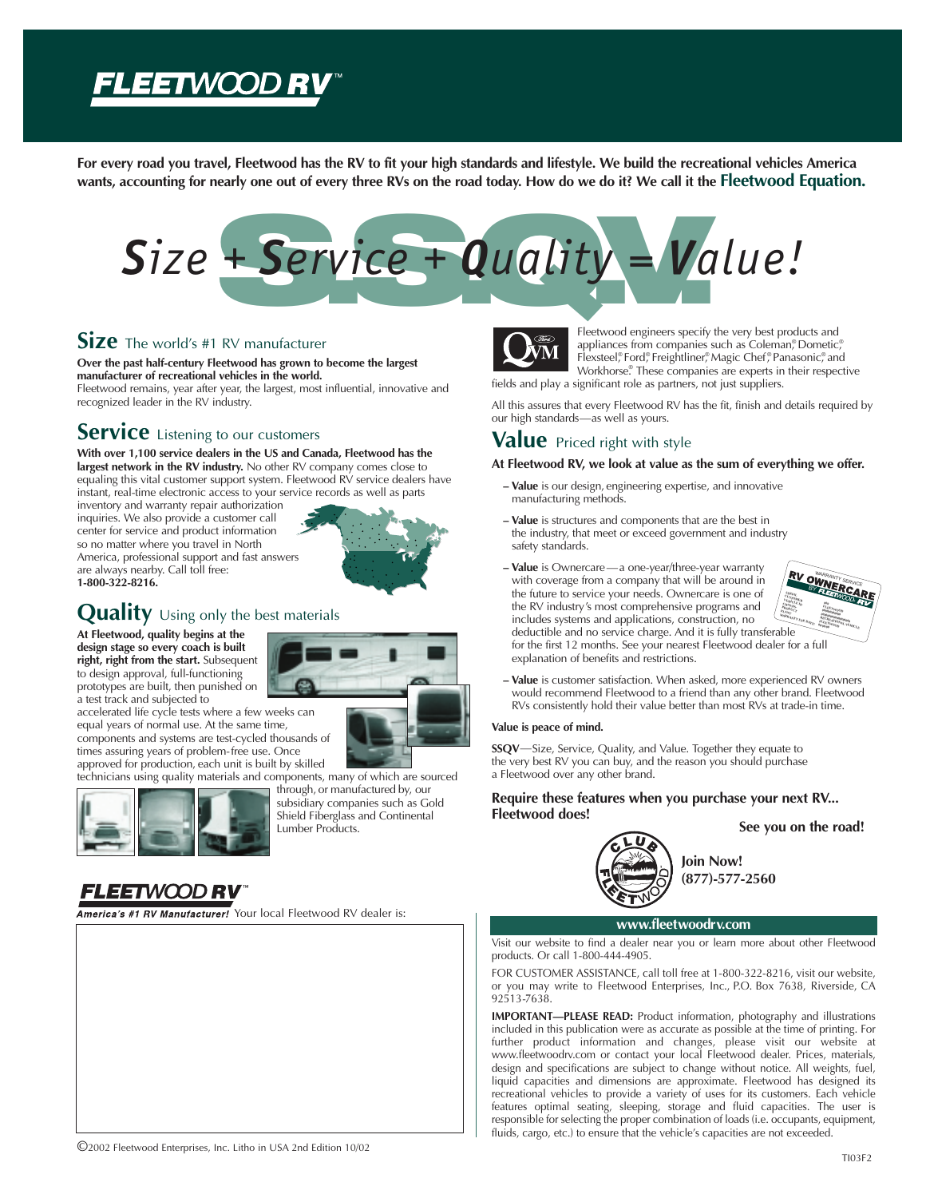# FLEETWOOD RV™

**For every road you travel, Fleetwood has the RV to fit your high standards and lifestyle. We build the recreational vehicles America wants, accounting for nearly one out of every three RVs on the road today. How do we do it? We call it the Fleetwood Equation.**

## *Size + Service + Quality = Value!*

## Size The world's #1 RV manufacturer

**Over the past half-century Fleetwood has grown to become the largest manufacturer of recreational vehicles in the world.**
Fleetwood remains, year after year, the largest, most influential, innovative and recognized leader in the RV industry.

## Service Listening to our customers

**With over 1,100 service dealers in the US and Canada, Fleetwood has the largest network in the RV industry.** No other RV company comes close to equaling this vital customer support system. Fleetwood RV service dealers have instant, real-time electronic access to your service records as well as parts inventory and warranty repair authorization inquiries. We also provide a customer call center for service and product information so no matter where you travel in North America, professional support and fast answers are always nearby. Call toll free: **1-800-322-8216.**

## Quality Using only the best materials

**At Fleetwood, quality begins at the design stage so every coach is built right, right from the start.** Subsequent to design approval, full-functioning prototypes are built, then punished on a test track and subjected to accelerated life cycle tests where a few weeks can equal years of normal use. At the same time, components and systems are test-cycled thousands of times assuring years of problem-free use. Once approved for production, each unit is built by skilled technicians using quality materials and components, many of which are sourced through, or manufactured by, our subsidiary companies such as Gold Shield Fiberglass and Continental Lumber Products.

Fleetwood engineers specify the very best products and appliances from companies such as Coleman,® Dometic,® Flexsteel,® Ford,® Freightliner,® Magic Chef,® Panasonic,® and Workhorse.® These companies are experts in their respective fields and play a significant role as partners, not just suppliers.

All this assures that every Fleetwood RV has the fit, finish and details required by our high standards—as well as yours.

## Value Priced right with style

**At Fleetwood RV, we look at value as the sum of everything we offer.**

- **Value** is our design, engineering expertise, and innovative manufacturing methods.
- **Value** is structures and components that are the best in the industry, that meet or exceed government and industry safety standards.
- **Value** is Ownercare—a one-year/three-year warranty with coverage from a company that will be around in the future to service your needs. Ownercare is one of the RV industry's most comprehensive programs and includes systems and applications, construction, no deductible and no service charge. And it is fully transferable for the first 12 months. See your nearest Fleetwood dealer for a full explanation of benefits and restrictions.
- **Value** is customer satisfaction. When asked, more experienced RV owners would recommend Fleetwood to a friend than any other brand. Fleetwood RVs consistently hold their value better than most RVs at trade-in time.

**Value is peace of mind.**

**SSQV**—Size, Service, Quality, and Value. Together they equate to the very best RV you can buy, and the reason you should purchase a Fleetwood over any other brand.

**Require these features when you purchase your next RV... Fleetwood does!**

**See you on the road!**

**Join Now!**
**(877)-577-2560**

FLEETWOOD RV™
*America's #1 RV Manufacturer!* Your local Fleetwood RV dealer is:

**www.fleetwoodrv.com**

Visit our website to find a dealer near you or learn more about other Fleetwood products. Or call 1-800-444-4905.

FOR CUSTOMER ASSISTANCE, call toll free at 1-800-322-8216, visit our website, or you may write to Fleetwood Enterprises, Inc., P.O. Box 7638, Riverside, CA 92513-7638.

**IMPORTANT—PLEASE READ:** Product information, photography and illustrations included in this publication were as accurate as possible at the time of printing. For further product information and changes, please visit our website at www.fleetwoodrv.com or contact your local Fleetwood dealer. Prices, materials, design and specifications are subject to change without notice. All weights, fuel, liquid capacities and dimensions are approximate. Fleetwood has designed its recreational vehicles to provide a variety of uses for its customers. Each vehicle features optimal seating, sleeping, storage and fluid capacities. The user is responsible for selecting the proper combination of loads (i.e. occupants, equipment, fluids, cargo, etc.) to ensure that the vehicle's capacities are not exceeded.

©2002 Fleetwood Enterprises, Inc. Litho in USA 2nd Edition 10/02

TI03F2